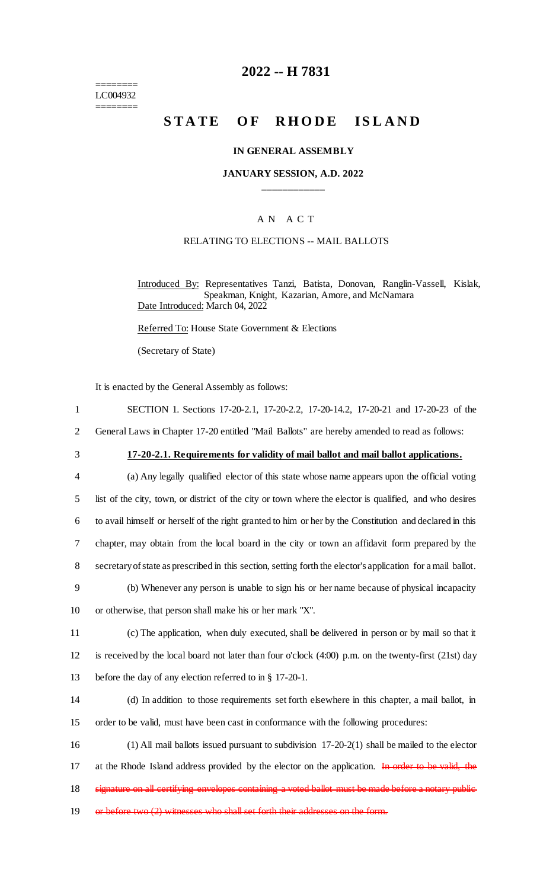========
LC004932
========

# 2022 -- H 7831

# STATE OF RHODE ISLAND

### IN GENERAL ASSEMBLY

### JANUARY SESSION, A.D. 2022

____________

## A N A C T

### RELATING TO ELECTIONS -- MAIL BALLOTS

Introduced By: Representatives Tanzi, Batista, Donovan, Ranglin-Vassell, Kislak, Speakman, Knight, Kazarian, Amore, and McNamara

Date Introduced: March 04, 2022

Referred To: House State Government & Elections

(Secretary of State)

It is enacted by the General Assembly as follows:

SECTION 1. Sections 17-20-2.1, 17-20-2.2, 17-20-14.2, 17-20-21 and 17-20-23 of the General Laws in Chapter 17-20 entitled "Mail Ballots" are hereby amended to read as follows:

**17-20-2.1. Requirements for validity of mail ballot and mail ballot applications.**

(a) Any legally qualified elector of this state whose name appears upon the official voting list of the city, town, or district of the city or town where the elector is qualified, and who desires to avail himself or herself of the right granted to him or her by the Constitution and declared in this chapter, may obtain from the local board in the city or town an affidavit form prepared by the secretary of state as prescribed in this section, setting forth the elector's application for a mail ballot.

(b) Whenever any person is unable to sign his or her name because of physical incapacity or otherwise, that person shall make his or her mark "X".

(c) The application, when duly executed, shall be delivered in person or by mail so that it is received by the local board not later than four o'clock (4:00) p.m. on the twenty-first (21st) day before the day of any election referred to in § 17-20-1.

(d) In addition to those requirements set forth elsewhere in this chapter, a mail ballot, in order to be valid, must have been cast in conformance with the following procedures:

(1) All mail ballots issued pursuant to subdivision 17-20-2(1) shall be mailed to the elector at the Rhode Island address provided by the elector on the application. ~~In order to be valid, the signature on all certifying envelopes containing a voted ballot must be made before a notary public or before two (2) witnesses who shall set forth their addresses on the form.~~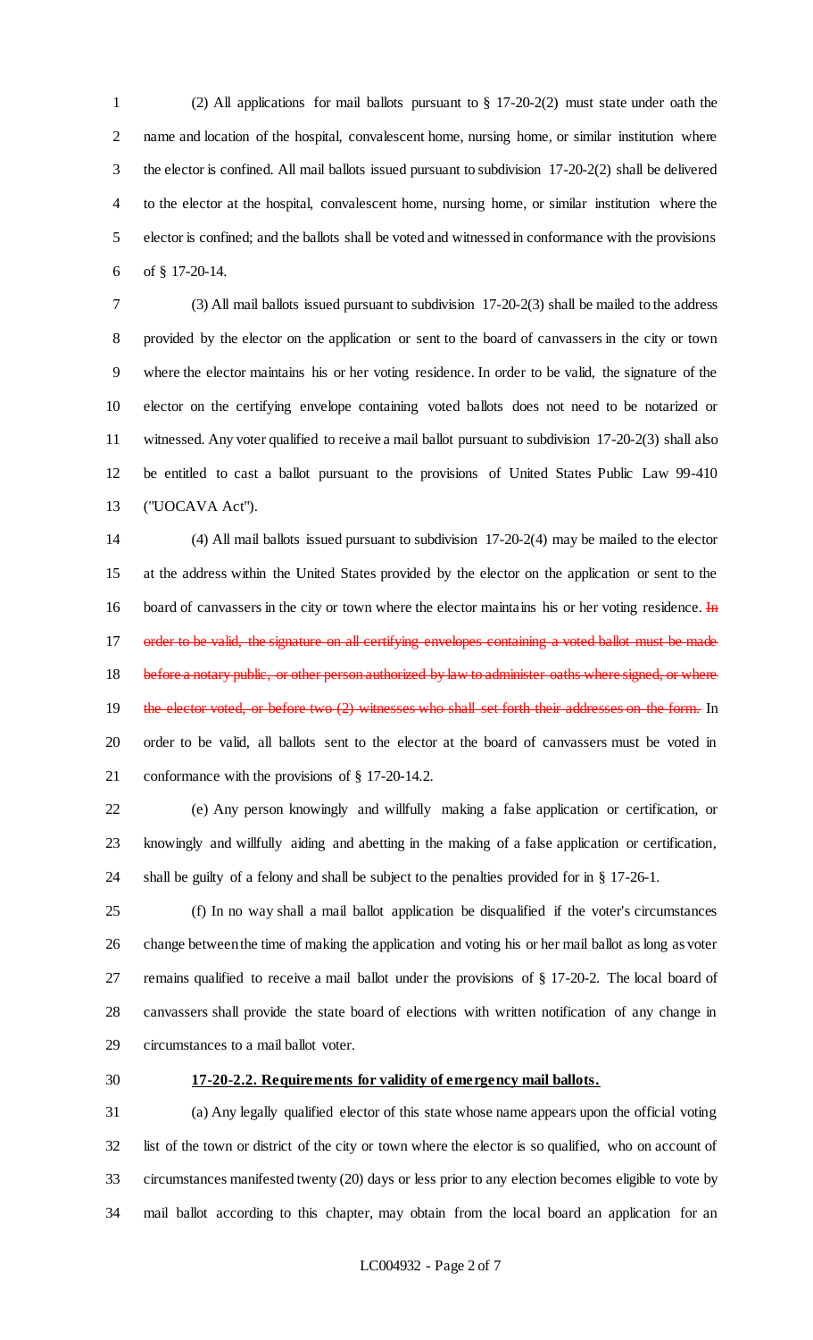(2) All applications for mail ballots pursuant to § 17-20-2(2) must state under oath the name and location of the hospital, convalescent home, nursing home, or similar institution where the elector is confined. All mail ballots issued pursuant to subdivision 17-20-2(2) shall be delivered to the elector at the hospital, convalescent home, nursing home, or similar institution where the elector is confined; and the ballots shall be voted and witnessed in conformance with the provisions of § 17-20-14.

(3) All mail ballots issued pursuant to subdivision 17-20-2(3) shall be mailed to the address provided by the elector on the application or sent to the board of canvassers in the city or town where the elector maintains his or her voting residence. In order to be valid, the signature of the elector on the certifying envelope containing voted ballots does not need to be notarized or witnessed. Any voter qualified to receive a mail ballot pursuant to subdivision 17-20-2(3) shall also be entitled to cast a ballot pursuant to the provisions of United States Public Law 99-410 ("UOCAVA Act").

(4) All mail ballots issued pursuant to subdivision 17-20-2(4) may be mailed to the elector at the address within the United States provided by the elector on the application or sent to the board of canvassers in the city or town where the elector maintains his or her voting residence. ~~In order to be valid, the signature on all certifying envelopes containing a voted ballot must be made before a notary public, or other person authorized by law to administer oaths where signed, or where the elector voted, or before two (2) witnesses who shall set forth their addresses on the form.~~ In order to be valid, all ballots sent to the elector at the board of canvassers must be voted in conformance with the provisions of § 17-20-14.2.

(e) Any person knowingly and willfully making a false application or certification, or knowingly and willfully aiding and abetting in the making of a false application or certification, shall be guilty of a felony and shall be subject to the penalties provided for in § 17-26-1.

(f) In no way shall a mail ballot application be disqualified if the voter's circumstances change between the time of making the application and voting his or her mail ballot as long as voter remains qualified to receive a mail ballot under the provisions of § 17-20-2. The local board of canvassers shall provide the state board of elections with written notification of any change in circumstances to a mail ballot voter.

**17-20-2.2. Requirements for validity of emergency mail ballots.**

(a) Any legally qualified elector of this state whose name appears upon the official voting list of the town or district of the city or town where the elector is so qualified, who on account of circumstances manifested twenty (20) days or less prior to any election becomes eligible to vote by mail ballot according to this chapter, may obtain from the local board an application for an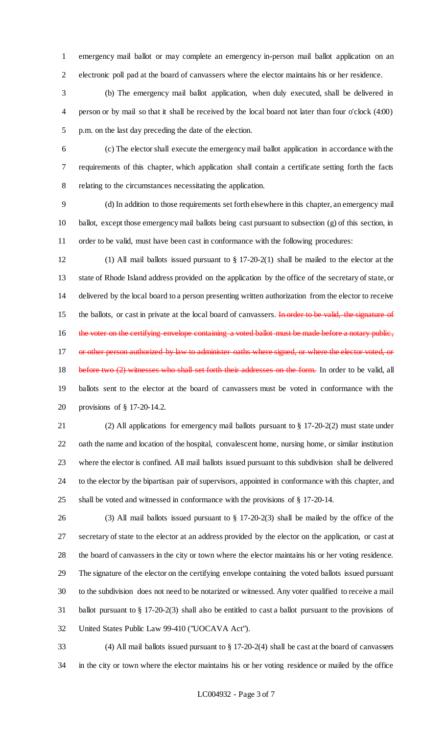emergency mail ballot or may complete an emergency in-person mail ballot application on an electronic poll pad at the board of canvassers where the elector maintains his or her residence.

(b) The emergency mail ballot application, when duly executed, shall be delivered in person or by mail so that it shall be received by the local board not later than four o'clock (4:00) p.m. on the last day preceding the date of the election.

(c) The elector shall execute the emergency mail ballot application in accordance with the requirements of this chapter, which application shall contain a certificate setting forth the facts relating to the circumstances necessitating the application.

(d) In addition to those requirements set forth elsewhere in this chapter, an emergency mail ballot, except those emergency mail ballots being cast pursuant to subsection (g) of this section, in order to be valid, must have been cast in conformance with the following procedures:

(1) All mail ballots issued pursuant to § 17-20-2(1) shall be mailed to the elector at the state of Rhode Island address provided on the application by the office of the secretary of state, or delivered by the local board to a person presenting written authorization from the elector to receive the ballots, or cast in private at the local board of canvassers. ~~In order to be valid, the signature of the voter on the certifying envelope containing a voted ballot must be made before a notary public, or other person authorized by law to administer oaths where signed, or where the elector voted, or before two (2) witnesses who shall set forth their addresses on the form.~~ In order to be valid, all ballots sent to the elector at the board of canvassers must be voted in conformance with the provisions of § 17-20-14.2.

(2) All applications for emergency mail ballots pursuant to § 17-20-2(2) must state under oath the name and location of the hospital, convalescent home, nursing home, or similar institution where the elector is confined. All mail ballots issued pursuant to this subdivision shall be delivered to the elector by the bipartisan pair of supervisors, appointed in conformance with this chapter, and shall be voted and witnessed in conformance with the provisions of § 17-20-14.

(3) All mail ballots issued pursuant to § 17-20-2(3) shall be mailed by the office of the secretary of state to the elector at an address provided by the elector on the application, or cast at the board of canvassers in the city or town where the elector maintains his or her voting residence. The signature of the elector on the certifying envelope containing the voted ballots issued pursuant to the subdivision does not need to be notarized or witnessed. Any voter qualified to receive a mail ballot pursuant to § 17-20-2(3) shall also be entitled to cast a ballot pursuant to the provisions of United States Public Law 99-410 ("UOCAVA Act").

(4) All mail ballots issued pursuant to § 17-20-2(4) shall be cast at the board of canvassers in the city or town where the elector maintains his or her voting residence or mailed by the office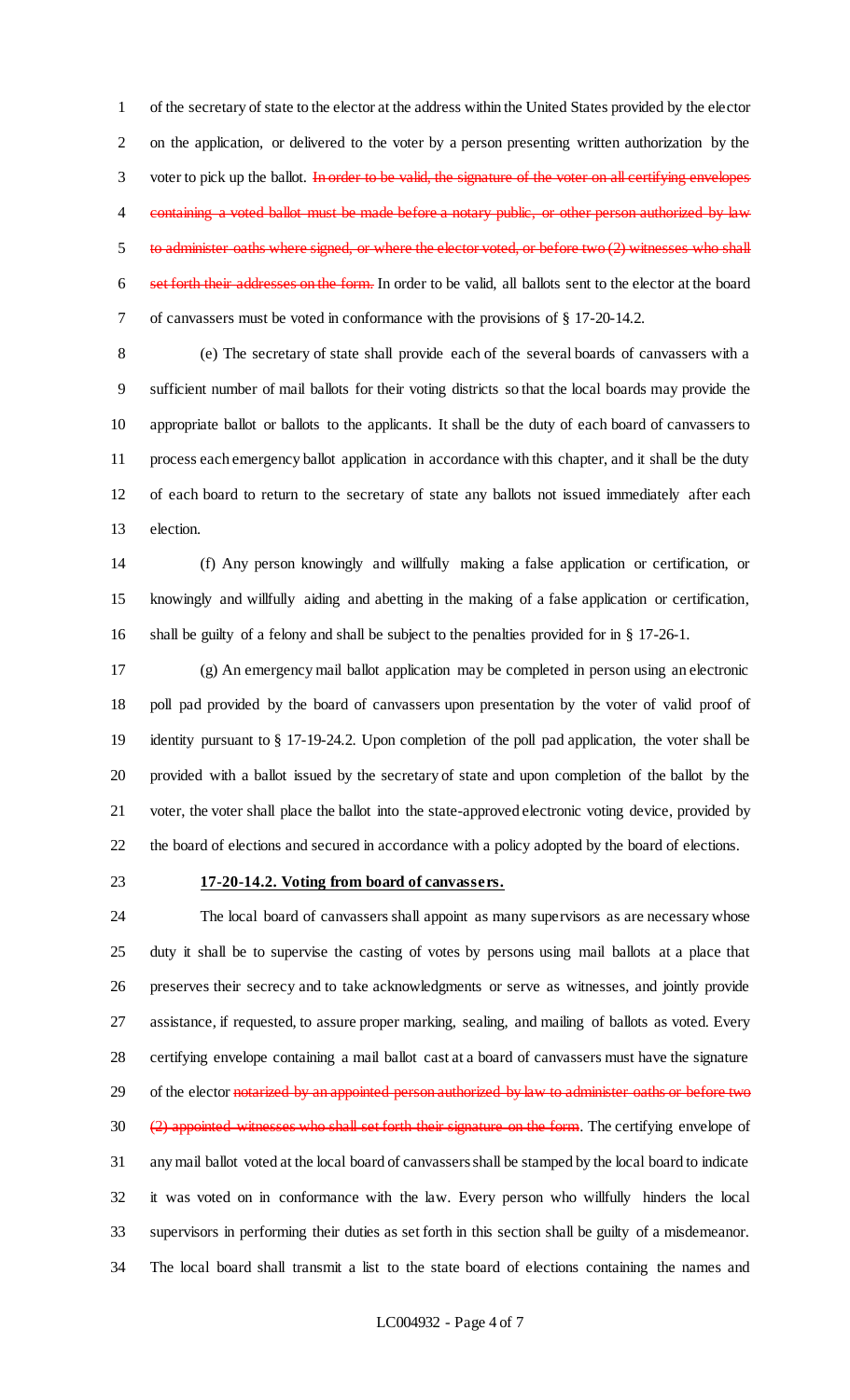of the secretary of state to the elector at the address within the United States provided by the elector on the application, or delivered to the voter by a person presenting written authorization by the voter to pick up the ballot. ~~In order to be valid, the signature of the voter on all certifying envelopes containing a voted ballot must be made before a notary public, or other person authorized by law to administer oaths where signed, or where the elector voted, or before two (2) witnesses who shall set forth their addresses on the form.~~ In order to be valid, all ballots sent to the elector at the board of canvassers must be voted in conformance with the provisions of § 17-20-14.2.

(e) The secretary of state shall provide each of the several boards of canvassers with a sufficient number of mail ballots for their voting districts so that the local boards may provide the appropriate ballot or ballots to the applicants. It shall be the duty of each board of canvassers to process each emergency ballot application in accordance with this chapter, and it shall be the duty of each board to return to the secretary of state any ballots not issued immediately after each election.

(f) Any person knowingly and willfully making a false application or certification, or knowingly and willfully aiding and abetting in the making of a false application or certification, shall be guilty of a felony and shall be subject to the penalties provided for in § 17-26-1.

(g) An emergency mail ballot application may be completed in person using an electronic poll pad provided by the board of canvassers upon presentation by the voter of valid proof of identity pursuant to § 17-19-24.2. Upon completion of the poll pad application, the voter shall be provided with a ballot issued by the secretary of state and upon completion of the ballot by the voter, the voter shall place the ballot into the state-approved electronic voting device, provided by the board of elections and secured in accordance with a policy adopted by the board of elections.

**17-20-14.2. Voting from board of canvassers.**

The local board of canvassers shall appoint as many supervisors as are necessary whose duty it shall be to supervise the casting of votes by persons using mail ballots at a place that preserves their secrecy and to take acknowledgments or serve as witnesses, and jointly provide assistance, if requested, to assure proper marking, sealing, and mailing of ballots as voted. Every certifying envelope containing a mail ballot cast at a board of canvassers must have the signature of the elector ~~notarized by an appointed person authorized by law to administer oaths or before two (2) appointed witnesses who shall set forth their signature on the form~~. The certifying envelope of any mail ballot voted at the local board of canvassers shall be stamped by the local board to indicate it was voted on in conformance with the law. Every person who willfully hinders the local supervisors in performing their duties as set forth in this section shall be guilty of a misdemeanor. The local board shall transmit a list to the state board of elections containing the names and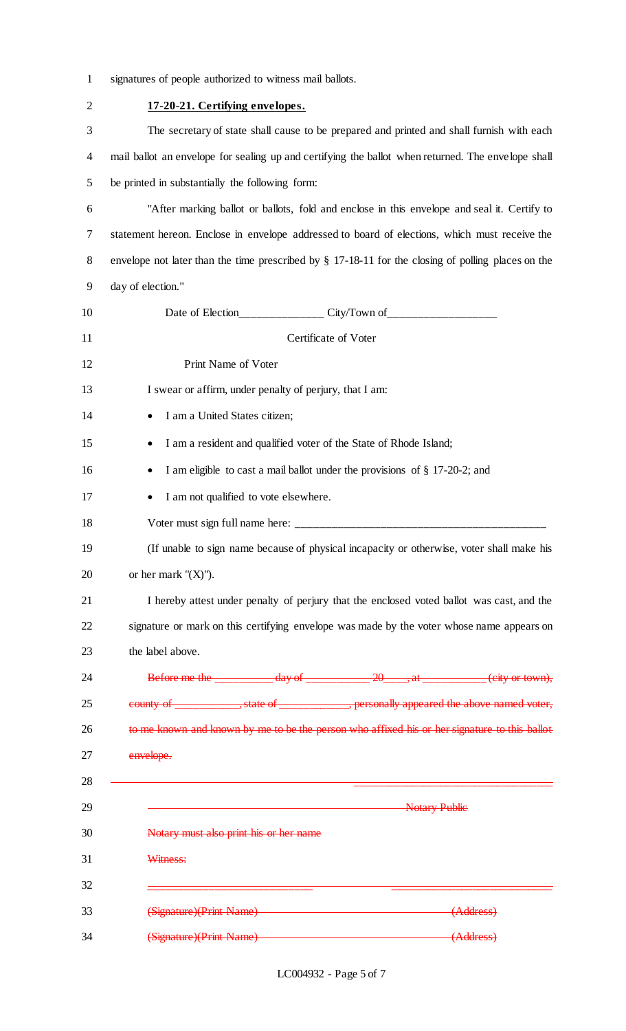signatures of people authorized to witness mail ballots.

**17-20-21. Certifying envelopes.**

The secretary of state shall cause to be prepared and printed and shall furnish with each mail ballot an envelope for sealing up and certifying the ballot when returned. The envelope shall be printed in substantially the following form:

"After marking ballot or ballots, fold and enclose in this envelope and seal it. Certify to statement hereon. Enclose in envelope addressed to board of elections, which must receive the envelope not later than the time prescribed by § 17-18-11 for the closing of polling places on the day of election."

Date of Election_______________ City/Town of___________________

Certificate of Voter

Print Name of Voter

I swear or affirm, under penalty of perjury, that I am:

- I am a United States citizen;
- I am a resident and qualified voter of the State of Rhode Island;
- I am eligible to cast a mail ballot under the provisions of § 17-20-2; and
- I am not qualified to vote elsewhere.

Voter must sign full name here: ___________________________________________

(If unable to sign name because of physical incapacity or otherwise, voter shall make his or her mark "(X)").

I hereby attest under penalty of perjury that the enclosed voted ballot was cast, and the signature or mark on this certifying envelope was made by the voter whose name appears on the label above.

~~Before me the __________ day of ___________ 20____, at ___________ (city or town), county of ___________, state of ____________, personally appeared the above named voter, to me known and known by me to be the person who affixed his or her signature to this ballot envelope.~~

~~_________________________________~~

~~Notary Public~~

~~Notary must also print his or her name~~

~~Witness:~~

~~____________________________ ____________________________~~

~~(Signature)(Print Name) (Address)~~

~~(Signature)(Print Name) (Address)~~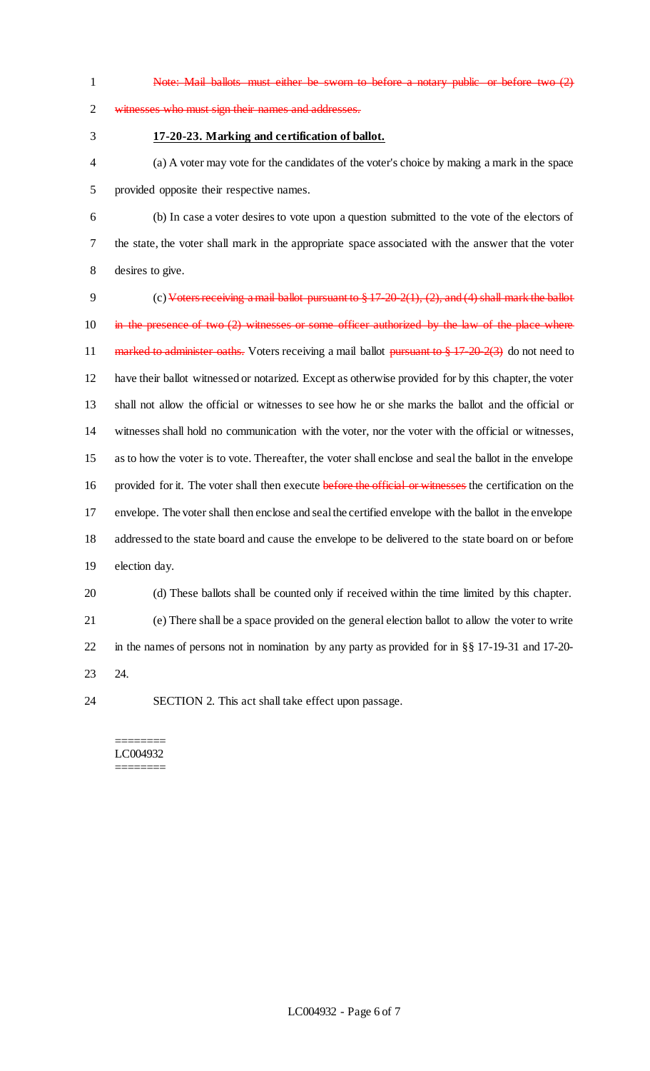~~Note: Mail ballots must either be sworn to before a notary public or before two (2) witnesses who must sign their names and addresses.~~

**17-20-23. Marking and certification of ballot.**

(a) A voter may vote for the candidates of the voter's choice by making a mark in the space provided opposite their respective names.

(b) In case a voter desires to vote upon a question submitted to the vote of the electors of the state, the voter shall mark in the appropriate space associated with the answer that the voter desires to give.

(c) ~~Voters receiving a mail ballot pursuant to § 17-20-2(1), (2), and (4) shall mark the ballot in the presence of two (2) witnesses or some officer authorized by the law of the place where marked to administer oaths.~~ Voters receiving a mail ballot ~~pursuant to § 17-20-2(3)~~ do not need to have their ballot witnessed or notarized. Except as otherwise provided for by this chapter, the voter shall not allow the official or witnesses to see how he or she marks the ballot and the official or witnesses shall hold no communication with the voter, nor the voter with the official or witnesses, as to how the voter is to vote. Thereafter, the voter shall enclose and seal the ballot in the envelope provided for it. The voter shall then execute ~~before the official or witnesses~~ the certification on the envelope. The voter shall then enclose and seal the certified envelope with the ballot in the envelope addressed to the state board and cause the envelope to be delivered to the state board on or before election day.

(d) These ballots shall be counted only if received within the time limited by this chapter.

(e) There shall be a space provided on the general election ballot to allow the voter to write in the names of persons not in nomination by any party as provided for in §§ 17-19-31 and 17-20-24.

SECTION 2. This act shall take effect upon passage.

========
LC004932
========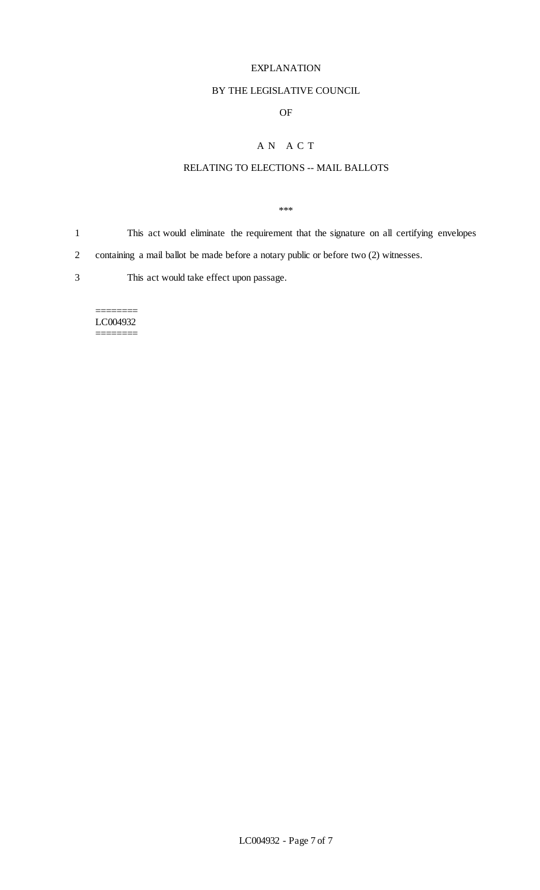EXPLANATION

BY THE LEGISLATIVE COUNCIL

OF

A N A C T

RELATING TO ELECTIONS -- MAIL BALLOTS

\*\*\*

This act would eliminate the requirement that the signature on all certifying envelopes containing a mail ballot be made before a notary public or before two (2) witnesses.

This act would take effect upon passage.

========
LC004932
========